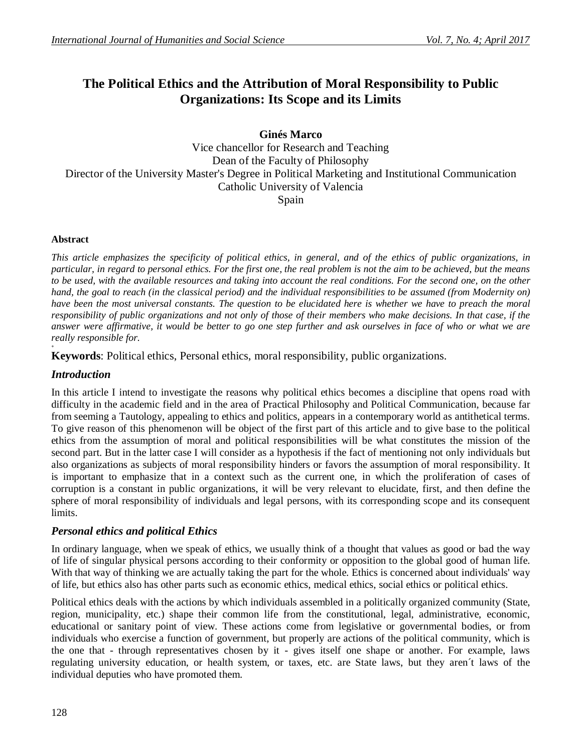# The Political Ethics and the Attribution of Moral Responsibility to Public Organizations: Its Scope and its Limits

**Ginés Marco**

Vice chancellor for Research and Teaching
Dean of the Faculty of Philosophy
Director of the University Master's Degree in Political Marketing and Institutional Communication
Catholic University of Valencia
Spain

**Abstract**

*This article emphasizes the specificity of political ethics, in general, and of the ethics of public organizations, in particular, in regard to personal ethics. For the first one, the real problem is not the aim to be achieved, but the means to be used, with the available resources and taking into account the real conditions. For the second one, on the other hand, the goal to reach (in the classical period) and the individual responsibilities to be assumed (from Modernity on) have been the most universal constants. The question to be elucidated here is whether we have to preach the moral responsibility of public organizations and not only of those of their members who make decisions. In that case, if the answer were affirmative, it would be better to go one step further and ask ourselves in face of who or what we are really responsible for.*

**Keywords**: Political ethics, Personal ethics, moral responsibility, public organizations.

## *Introduction*

In this article I intend to investigate the reasons why political ethics becomes a discipline that opens road with difficulty in the academic field and in the area of Practical Philosophy and Political Communication, because far from seeming a Tautology, appealing to ethics and politics, appears in a contemporary world as antithetical terms. To give reason of this phenomenon will be object of the first part of this article and to give base to the political ethics from the assumption of moral and political responsibilities will be what constitutes the mission of the second part. But in the latter case I will consider as a hypothesis if the fact of mentioning not only individuals but also organizations as subjects of moral responsibility hinders or favors the assumption of moral responsibility. It is important to emphasize that in a context such as the current one, in which the proliferation of cases of corruption is a constant in public organizations, it will be very relevant to elucidate, first, and then define the sphere of moral responsibility of individuals and legal persons, with its corresponding scope and its consequent limits.

## *Personal ethics and political Ethics*

In ordinary language, when we speak of ethics, we usually think of a thought that values as good or bad the way of life of singular physical persons according to their conformity or opposition to the global good of human life. With that way of thinking we are actually taking the part for the whole. Ethics is concerned about individuals' way of life, but ethics also has other parts such as economic ethics, medical ethics, social ethics or political ethics.

Political ethics deals with the actions by which individuals assembled in a politically organized community (State, region, municipality, etc.) shape their common life from the constitutional, legal, administrative, economic, educational or sanitary point of view. These actions come from legislative or governmental bodies, or from individuals who exercise a function of government, but properly are actions of the political community, which is the one that - through representatives chosen by it - gives itself one shape or another. For example, laws regulating university education, or health system, or taxes, etc. are State laws, but they aren´t laws of the individual deputies who have promoted them.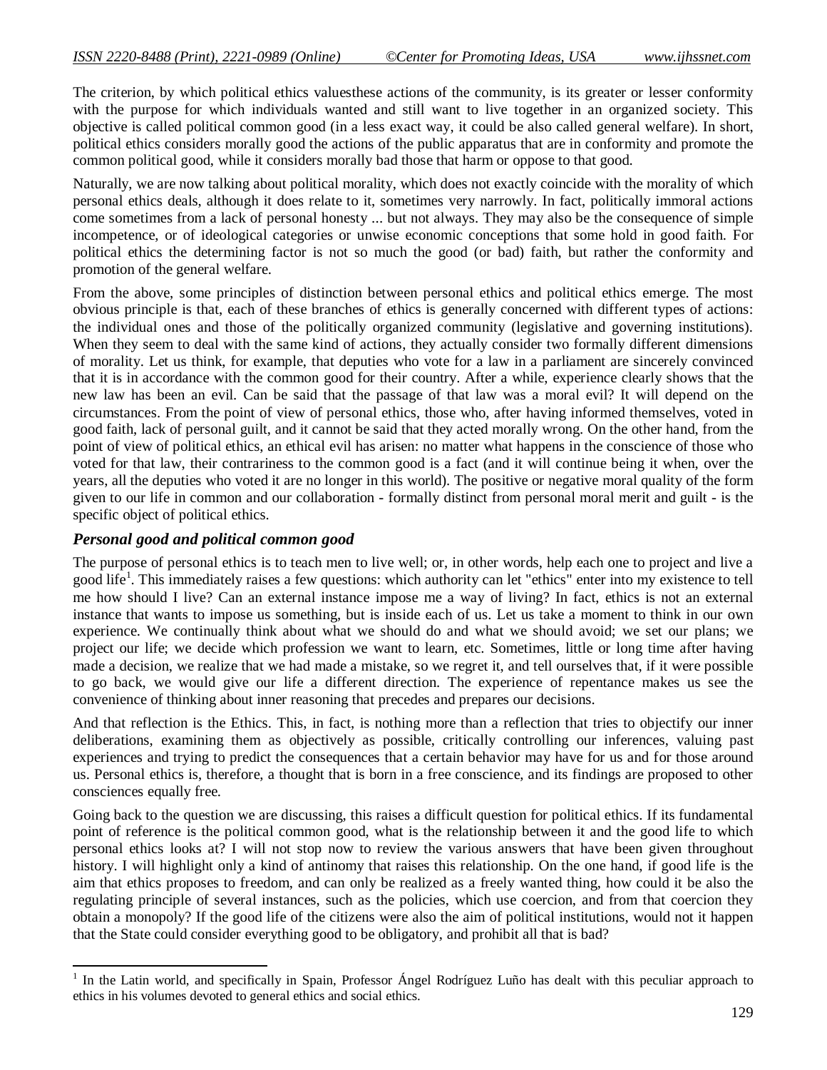The criterion, by which political ethics valuesthese actions of the community, is its greater or lesser conformity with the purpose for which individuals wanted and still want to live together in an organized society. This objective is called political common good (in a less exact way, it could be also called general welfare). In short, political ethics considers morally good the actions of the public apparatus that are in conformity and promote the common political good, while it considers morally bad those that harm or oppose to that good.

Naturally, we are now talking about political morality, which does not exactly coincide with the morality of which personal ethics deals, although it does relate to it, sometimes very narrowly. In fact, politically immoral actions come sometimes from a lack of personal honesty ... but not always. They may also be the consequence of simple incompetence, or of ideological categories or unwise economic conceptions that some hold in good faith. For political ethics the determining factor is not so much the good (or bad) faith, but rather the conformity and promotion of the general welfare.

From the above, some principles of distinction between personal ethics and political ethics emerge. The most obvious principle is that, each of these branches of ethics is generally concerned with different types of actions: the individual ones and those of the politically organized community (legislative and governing institutions). When they seem to deal with the same kind of actions, they actually consider two formally different dimensions of morality. Let us think, for example, that deputies who vote for a law in a parliament are sincerely convinced that it is in accordance with the common good for their country. After a while, experience clearly shows that the new law has been an evil. Can be said that the passage of that law was a moral evil? It will depend on the circumstances. From the point of view of personal ethics, those who, after having informed themselves, voted in good faith, lack of personal guilt, and it cannot be said that they acted morally wrong. On the other hand, from the point of view of political ethics, an ethical evil has arisen: no matter what happens in the conscience of those who voted for that law, their contrariness to the common good is a fact (and it will continue being it when, over the years, all the deputies who voted it are no longer in this world). The positive or negative moral quality of the form given to our life in common and our collaboration - formally distinct from personal moral merit and guilt - is the specific object of political ethics.

### *Personal good and political common good*

The purpose of personal ethics is to teach men to live well; or, in other words, help each one to project and live a good life[1]. This immediately raises a few questions: which authority can let "ethics" enter into my existence to tell me how should I live? Can an external instance impose me a way of living? In fact, ethics is not an external instance that wants to impose us something, but is inside each of us. Let us take a moment to think in our own experience. We continually think about what we should do and what we should avoid; we set our plans; we project our life; we decide which profession we want to learn, etc. Sometimes, little or long time after having made a decision, we realize that we had made a mistake, so we regret it, and tell ourselves that, if it were possible to go back, we would give our life a different direction. The experience of repentance makes us see the convenience of thinking about inner reasoning that precedes and prepares our decisions.

And that reflection is the Ethics. This, in fact, is nothing more than a reflection that tries to objectify our inner deliberations, examining them as objectively as possible, critically controlling our inferences, valuing past experiences and trying to predict the consequences that a certain behavior may have for us and for those around us. Personal ethics is, therefore, a thought that is born in a free conscience, and its findings are proposed to other consciences equally free.

Going back to the question we are discussing, this raises a difficult question for political ethics. If its fundamental point of reference is the political common good, what is the relationship between it and the good life to which personal ethics looks at? I will not stop now to review the various answers that have been given throughout history. I will highlight only a kind of antinomy that raises this relationship. On the one hand, if good life is the aim that ethics proposes to freedom, and can only be realized as a freely wanted thing, how could it be also the regulating principle of several instances, such as the policies, which use coercion, and from that coercion they obtain a monopoly? If the good life of the citizens were also the aim of political institutions, would not it happen that the State could consider everything good to be obligatory, and prohibit all that is bad?

---

[1] In the Latin world, and specifically in Spain, Professor Ángel Rodríguez Luño has dealt with this peculiar approach to ethics in his volumes devoted to general ethics and social ethics.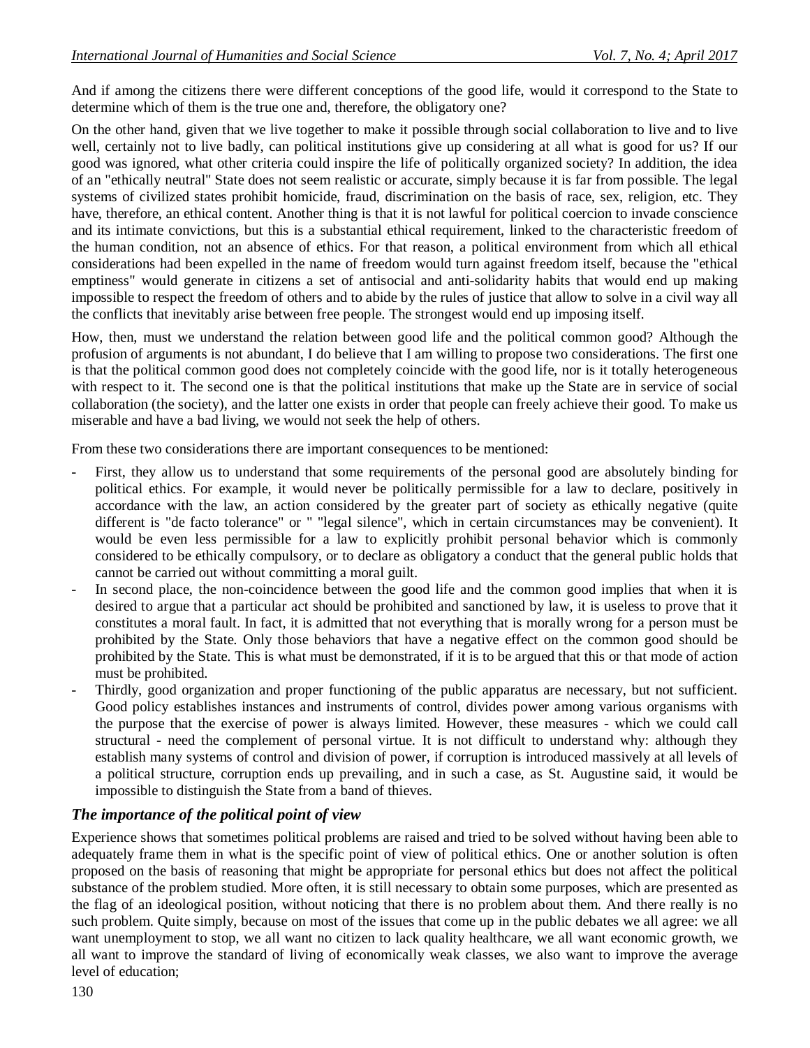And if among the citizens there were different conceptions of the good life, would it correspond to the State to determine which of them is the true one and, therefore, the obligatory one?

On the other hand, given that we live together to make it possible through social collaboration to live and to live well, certainly not to live badly, can political institutions give up considering at all what is good for us? If our good was ignored, what other criteria could inspire the life of politically organized society? In addition, the idea of an "ethically neutral" State does not seem realistic or accurate, simply because it is far from possible. The legal systems of civilized states prohibit homicide, fraud, discrimination on the basis of race, sex, religion, etc. They have, therefore, an ethical content. Another thing is that it is not lawful for political coercion to invade conscience and its intimate convictions, but this is a substantial ethical requirement, linked to the characteristic freedom of the human condition, not an absence of ethics. For that reason, a political environment from which all ethical considerations had been expelled in the name of freedom would turn against freedom itself, because the "ethical emptiness" would generate in citizens a set of antisocial and anti-solidarity habits that would end up making impossible to respect the freedom of others and to abide by the rules of justice that allow to solve in a civil way all the conflicts that inevitably arise between free people. The strongest would end up imposing itself.

How, then, must we understand the relation between good life and the political common good? Although the profusion of arguments is not abundant, I do believe that I am willing to propose two considerations. The first one is that the political common good does not completely coincide with the good life, nor is it totally heterogeneous with respect to it. The second one is that the political institutions that make up the State are in service of social collaboration (the society), and the latter one exists in order that people can freely achieve their good. To make us miserable and have a bad living, we would not seek the help of others.

From these two considerations there are important consequences to be mentioned:

- First, they allow us to understand that some requirements of the personal good are absolutely binding for political ethics. For example, it would never be politically permissible for a law to declare, positively in accordance with the law, an action considered by the greater part of society as ethically negative (quite different is "de facto tolerance" or " "legal silence", which in certain circumstances may be convenient). It would be even less permissible for a law to explicitly prohibit personal behavior which is commonly considered to be ethically compulsory, or to declare as obligatory a conduct that the general public holds that cannot be carried out without committing a moral guilt.
- In second place, the non-coincidence between the good life and the common good implies that when it is desired to argue that a particular act should be prohibited and sanctioned by law, it is useless to prove that it constitutes a moral fault. In fact, it is admitted that not everything that is morally wrong for a person must be prohibited by the State. Only those behaviors that have a negative effect on the common good should be prohibited by the State. This is what must be demonstrated, if it is to be argued that this or that mode of action must be prohibited.
- Thirdly, good organization and proper functioning of the public apparatus are necessary, but not sufficient. Good policy establishes instances and instruments of control, divides power among various organisms with the purpose that the exercise of power is always limited. However, these measures - which we could call structural - need the complement of personal virtue. It is not difficult to understand why: although they establish many systems of control and division of power, if corruption is introduced massively at all levels of a political structure, corruption ends up prevailing, and in such a case, as St. Augustine said, it would be impossible to distinguish the State from a band of thieves.

### *The importance of the political point of view*

Experience shows that sometimes political problems are raised and tried to be solved without having been able to adequately frame them in what is the specific point of view of political ethics. One or another solution is often proposed on the basis of reasoning that might be appropriate for personal ethics but does not affect the political substance of the problem studied. More often, it is still necessary to obtain some purposes, which are presented as the flag of an ideological position, without noticing that there is no problem about them. And there really is no such problem. Quite simply, because on most of the issues that come up in the public debates we all agree: we all want unemployment to stop, we all want no citizen to lack quality healthcare, we all want economic growth, we all want to improve the standard of living of economically weak classes, we also want to improve the average level of education;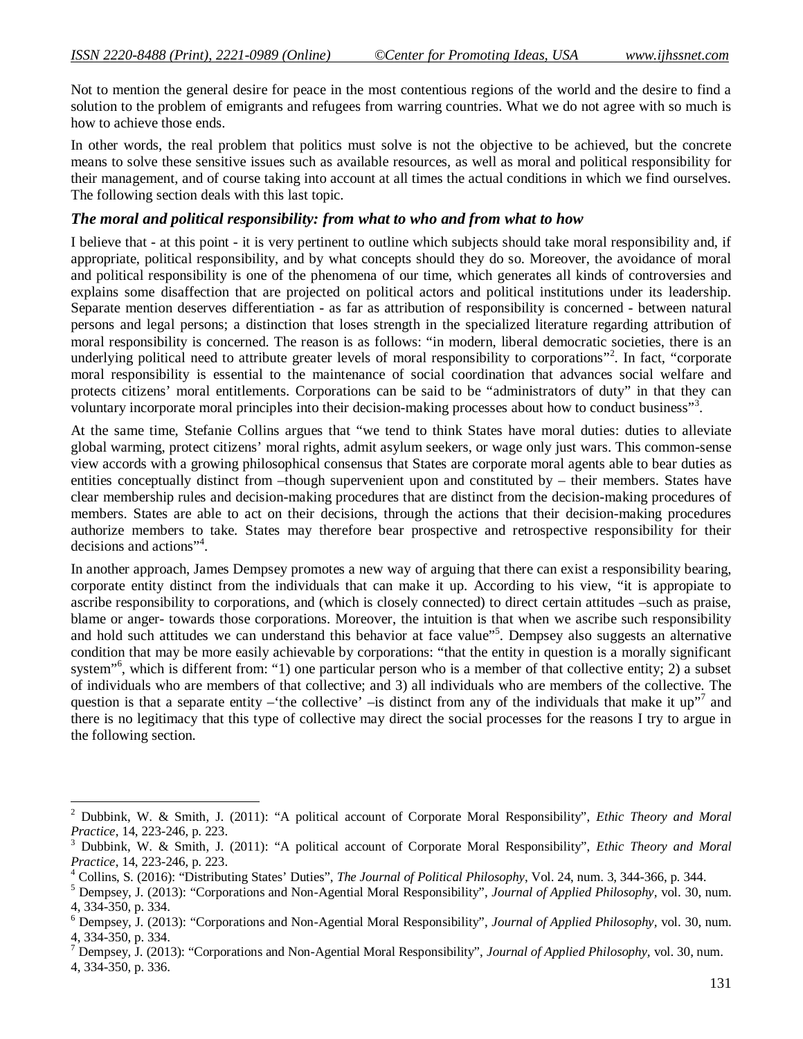Not to mention the general desire for peace in the most contentious regions of the world and the desire to find a solution to the problem of emigrants and refugees from warring countries. What we do not agree with so much is how to achieve those ends.

In other words, the real problem that politics must solve is not the objective to be achieved, but the concrete means to solve these sensitive issues such as available resources, as well as moral and political responsibility for their management, and of course taking into account at all times the actual conditions in which we find ourselves. The following section deals with this last topic.

### *The moral and political responsibility: from what to who and from what to how*

I believe that - at this point - it is very pertinent to outline which subjects should take moral responsibility and, if appropriate, political responsibility, and by what concepts should they do so. Moreover, the avoidance of moral and political responsibility is one of the phenomena of our time, which generates all kinds of controversies and explains some disaffection that are projected on political actors and political institutions under its leadership. Separate mention deserves differentiation - as far as attribution of responsibility is concerned - between natural persons and legal persons; a distinction that loses strength in the specialized literature regarding attribution of moral responsibility is concerned. The reason is as follows: "in modern, liberal democratic societies, there is an underlying political need to attribute greater levels of moral responsibility to corporations"[2]. In fact, "corporate moral responsibility is essential to the maintenance of social coordination that advances social welfare and protects citizens' moral entitlements. Corporations can be said to be "administrators of duty" in that they can voluntary incorporate moral principles into their decision-making processes about how to conduct business"[3].

At the same time, Stefanie Collins argues that "we tend to think States have moral duties: duties to alleviate global warming, protect citizens' moral rights, admit asylum seekers, or wage only just wars. This common-sense view accords with a growing philosophical consensus that States are corporate moral agents able to bear duties as entities conceptually distinct from –though supervenient upon and constituted by – their members. States have clear membership rules and decision-making procedures that are distinct from the decision-making procedures of members. States are able to act on their decisions, through the actions that their decision-making procedures authorize members to take. States may therefore bear prospective and retrospective responsibility for their decisions and actions"[4].

In another approach, James Dempsey promotes a new way of arguing that there can exist a responsibility bearing, corporate entity distinct from the individuals that can make it up. According to his view, "it is appropriate to ascribe responsibility to corporations, and (which is closely connected) to direct certain attitudes –such as praise, blame or anger- towards those corporations. Moreover, the intuition is that when we ascribe such responsibility and hold such attitudes we can understand this behavior at face value"[5]. Dempsey also suggests an alternative condition that may be more easily achievable by corporations: "that the entity in question is a morally significant system"[6], which is different from: "1) one particular person who is a member of that collective entity; 2) a subset of individuals who are members of that collective; and 3) all individuals who are members of the collective. The question is that a separate entity –'the collective' –is distinct from any of the individuals that make it up"[7] and there is no legitimacy that this type of collective may direct the social processes for the reasons I try to argue in the following section.

---

[2] Dubbink, W. & Smith, J. (2011): "A political account of Corporate Moral Responsibility", *Ethic Theory and Moral Practice*, 14, 223-246, p. 223.

[3] Dubbink, W. & Smith, J. (2011): "A political account of Corporate Moral Responsibility", *Ethic Theory and Moral Practice*, 14, 223-246, p. 223.

[4] Collins, S. (2016): "Distributing States' Duties", *The Journal of Political Philosophy*, Vol. 24, num. 3, 344-366, p. 344.

[5] Dempsey, J. (2013): "Corporations and Non-Agential Moral Responsibility", *Journal of Applied Philosophy*, vol. 30, num. 4, 334-350, p. 334.

[6] Dempsey, J. (2013): "Corporations and Non-Agential Moral Responsibility", *Journal of Applied Philosophy*, vol. 30, num. 4, 334-350, p. 334.

[7] Dempsey, J. (2013): "Corporations and Non-Agential Moral Responsibility", *Journal of Applied Philosophy*, vol. 30, num. 4, 334-350, p. 336.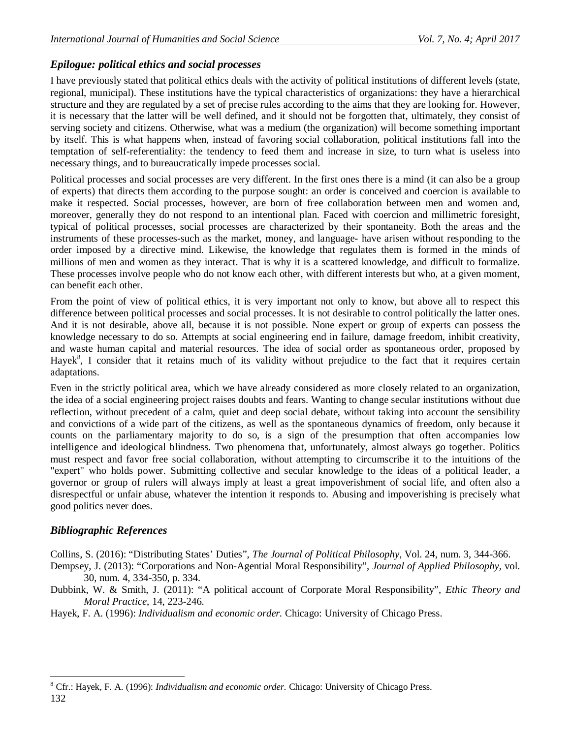## *Epilogue: political ethics and social processes*

I have previously stated that political ethics deals with the activity of political institutions of different levels (state, regional, municipal). These institutions have the typical characteristics of organizations: they have a hierarchical structure and they are regulated by a set of precise rules according to the aims that they are looking for. However, it is necessary that the latter will be well defined, and it should not be forgotten that, ultimately, they consist of serving society and citizens. Otherwise, what was a medium (the organization) will become something important by itself. This is what happens when, instead of favoring social collaboration, political institutions fall into the temptation of self-referentiality: the tendency to feed them and increase in size, to turn what is useless into necessary things, and to bureaucratically impede processes social.

Political processes and social processes are very different. In the first ones there is a mind (it can also be a group of experts) that directs them according to the purpose sought: an order is conceived and coercion is available to make it respected. Social processes, however, are born of free collaboration between men and women and, moreover, generally they do not respond to an intentional plan. Faced with coercion and millimetric foresight, typical of political processes, social processes are characterized by their spontaneity. Both the areas and the instruments of these processes-such as the market, money, and language- have arisen without responding to the order imposed by a directive mind. Likewise, the knowledge that regulates them is formed in the minds of millions of men and women as they interact. That is why it is a scattered knowledge, and difficult to formalize. These processes involve people who do not know each other, with different interests but who, at a given moment, can benefit each other.

From the point of view of political ethics, it is very important not only to know, but above all to respect this difference between political processes and social processes. It is not desirable to control politically the latter ones. And it is not desirable, above all, because it is not possible. None expert or group of experts can possess the knowledge necessary to do so. Attempts at social engineering end in failure, damage freedom, inhibit creativity, and waste human capital and material resources. The idea of social order as spontaneous order, proposed by Hayek[8], I consider that it retains much of its validity without prejudice to the fact that it requires certain adaptations.

Even in the strictly political area, which we have already considered as more closely related to an organization, the idea of a social engineering project raises doubts and fears. Wanting to change secular institutions without due reflection, without precedent of a calm, quiet and deep social debate, without taking into account the sensibility and convictions of a wide part of the citizens, as well as the spontaneous dynamics of freedom, only because it counts on the parliamentary majority to do so, is a sign of the presumption that often accompanies low intelligence and ideological blindness. Two phenomena that, unfortunately, almost always go together. Politics must respect and favor free social collaboration, without attempting to circumscribe it to the intuitions of the "expert" who holds power. Submitting collective and secular knowledge to the ideas of a political leader, a governor or group of rulers will always imply at least a great impoverishment of social life, and often also a disrespectful or unfair abuse, whatever the intention it responds to. Abusing and impoverishing is precisely what good politics never does.

## *Bibliographic References*

Collins, S. (2016): "Distributing States' Duties", *The Journal of Political Philosophy*, Vol. 24, num. 3, 344-366.

Dempsey, J. (2013): "Corporations and Non-Agential Moral Responsibility", *Journal of Applied Philosophy*, vol. 30, num. 4, 334-350, p. 334.

Dubbink, W. & Smith, J. (2011): "A political account of Corporate Moral Responsibility", *Ethic Theory and Moral Practice*, 14, 223-246.

Hayek, F. A. (1996): *Individualism and economic order.* Chicago: University of Chicago Press.

[8] Cfr.: Hayek, F. A. (1996): *Individualism and economic order.* Chicago: University of Chicago Press.